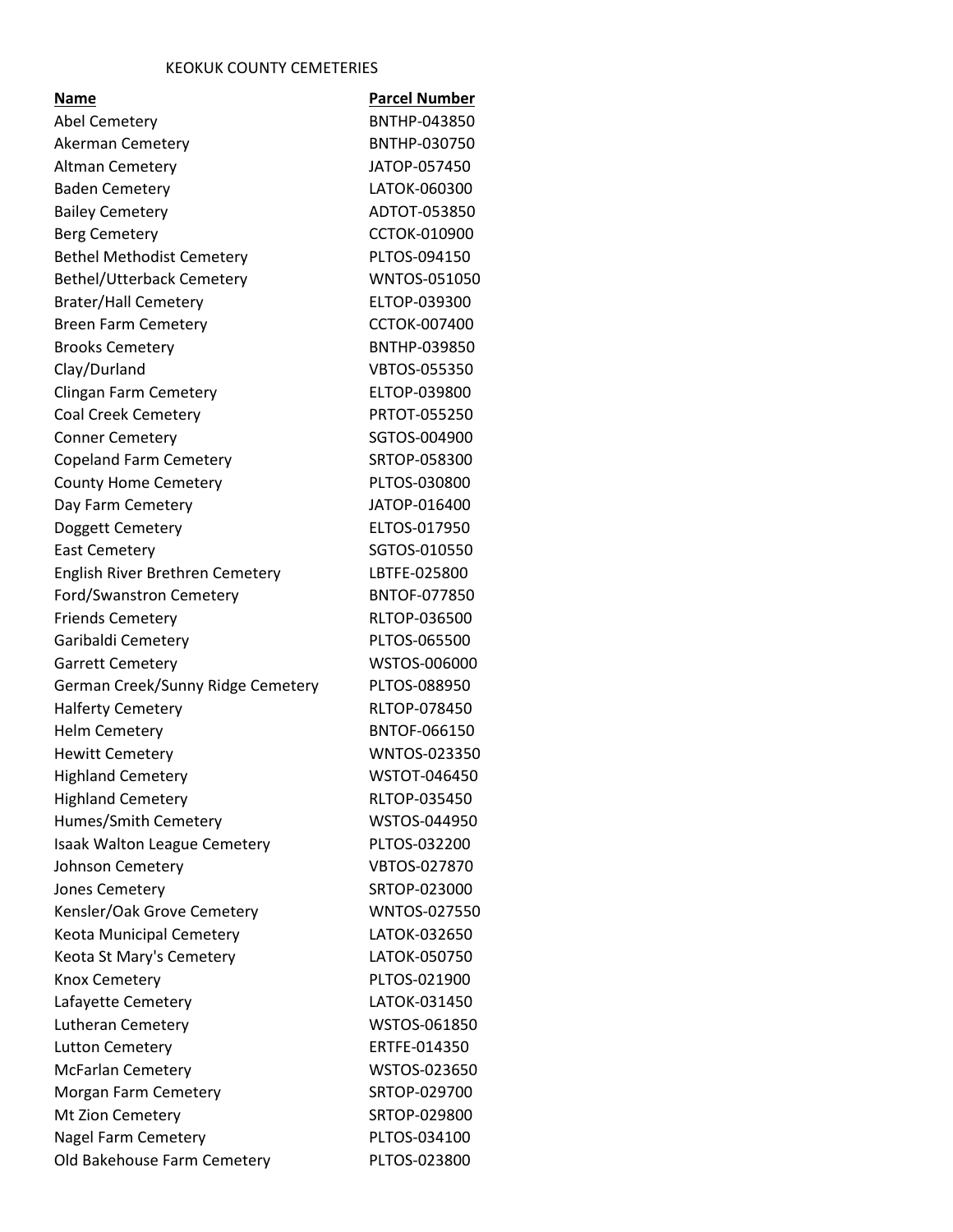KEOKUK COUNTY CEMETERIES

| Name | Parcel Number |
|---|---|
| Abel Cemetery | BNTHP-043850 |
| Akerman Cemetery | BNTHP-030750 |
| Altman Cemetery | JATOP-057450 |
| Baden Cemetery | LATOK-060300 |
| Bailey Cemetery | ADTOT-053850 |
| Berg Cemetery | CCTOK-010900 |
| Bethel Methodist Cemetery | PLTOS-094150 |
| Bethel/Utterback Cemetery | WNTOS-051050 |
| Brater/Hall Cemetery | ELTOP-039300 |
| Breen Farm Cemetery | CCTOK-007400 |
| Brooks Cemetery | BNTHP-039850 |
| Clay/Durland | VBTOS-055350 |
| Clingan Farm Cemetery | ELTOP-039800 |
| Coal Creek Cemetery | PRTOT-055250 |
| Conner Cemetery | SGTOS-004900 |
| Copeland Farm Cemetery | SRTOP-058300 |
| County Home Cemetery | PLTOS-030800 |
| Day Farm Cemetery | JATOP-016400 |
| Doggett Cemetery | ELTOS-017950 |
| East Cemetery | SGTOS-010550 |
| English River Brethren Cemetery | LBTFE-025800 |
| Ford/Swanstron Cemetery | BNTOF-077850 |
| Friends Cemetery | RLTOP-036500 |
| Garibaldi Cemetery | PLTOS-065500 |
| Garrett Cemetery | WSTOS-006000 |
| German Creek/Sunny Ridge Cemetery | PLTOS-088950 |
| Halferty Cemetery | RLTOP-078450 |
| Helm Cemetery | BNTOF-066150 |
| Hewitt Cemetery | WNTOS-023350 |
| Highland Cemetery | WSTOT-046450 |
| Highland Cemetery | RLTOP-035450 |
| Humes/Smith Cemetery | WSTOS-044950 |
| Isaak Walton League Cemetery | PLTOS-032200 |
| Johnson Cemetery | VBTOS-027870 |
| Jones Cemetery | SRTOP-023000 |
| Kensler/Oak Grove Cemetery | WNTOS-027550 |
| Keota Municipal Cemetery | LATOK-032650 |
| Keota St Mary's Cemetery | LATOK-050750 |
| Knox Cemetery | PLTOS-021900 |
| Lafayette Cemetery | LATOK-031450 |
| Lutheran Cemetery | WSTOS-061850 |
| Lutton Cemetery | ERTFE-014350 |
| McFarlan Cemetery | WSTOS-023650 |
| Morgan Farm Cemetery | SRTOP-029700 |
| Mt Zion Cemetery | SRTOP-029800 |
| Nagel Farm Cemetery | PLTOS-034100 |
| Old Bakehouse Farm Cemetery | PLTOS-023800 |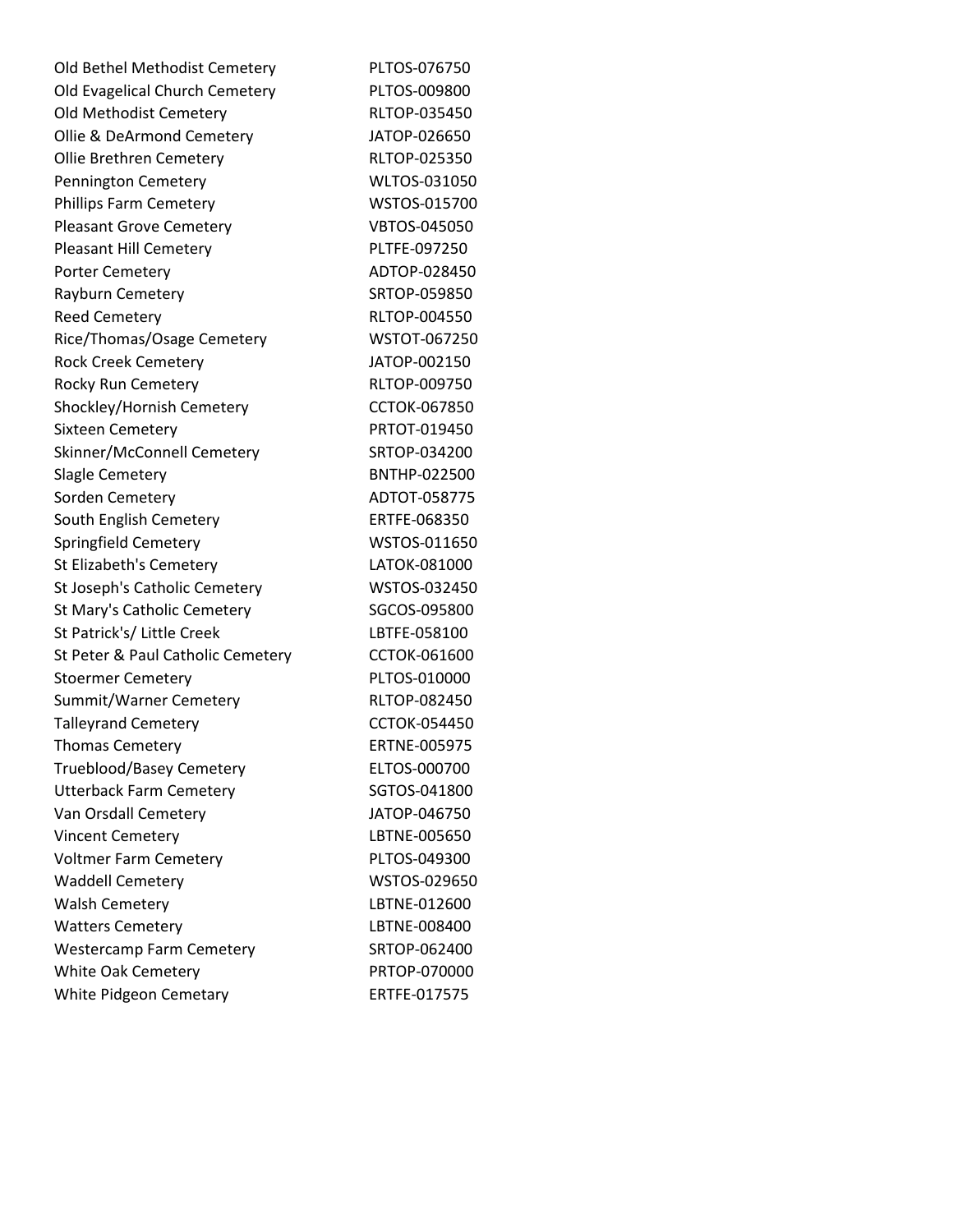| | |
|---|---|
| Old Bethel Methodist Cemetery | PLTOS-076750 |
| Old Evagelical Church Cemetery | PLTOS-009800 |
| Old Methodist Cemetery | RLTOP-035450 |
| Ollie & DeArmond Cemetery | JATOP-026650 |
| Ollie Brethren Cemetery | RLTOP-025350 |
| Pennington Cemetery | WLTOS-031050 |
| Phillips Farm Cemetery | WSTOS-015700 |
| Pleasant Grove Cemetery | VBTOS-045050 |
| Pleasant Hill Cemetery | PLTFE-097250 |
| Porter Cemetery | ADTOP-028450 |
| Rayburn Cemetery | SRTOP-059850 |
| Reed Cemetery | RLTOP-004550 |
| Rice/Thomas/Osage Cemetery | WSTOT-067250 |
| Rock Creek Cemetery | JATOP-002150 |
| Rocky Run Cemetery | RLTOP-009750 |
| Shockley/Hornish Cemetery | CCTOK-067850 |
| Sixteen Cemetery | PRTOT-019450 |
| Skinner/McConnell Cemetery | SRTOP-034200 |
| Slagle Cemetery | BNTHP-022500 |
| Sorden Cemetery | ADTOT-058775 |
| South English Cemetery | ERTFE-068350 |
| Springfield Cemetery | WSTOS-011650 |
| St Elizabeth's Cemetery | LATOK-081000 |
| St Joseph's Catholic Cemetery | WSTOS-032450 |
| St Mary's Catholic Cemetery | SGCOS-095800 |
| St Patrick's/ Little Creek | LBTFE-058100 |
| St Peter & Paul Catholic Cemetery | CCTOK-061600 |
| Stoermer Cemetery | PLTOS-010000 |
| Summit/Warner Cemetery | RLTOP-082450 |
| Talleyrand Cemetery | CCTOK-054450 |
| Thomas Cemetery | ERTNE-005975 |
| Trueblood/Basey Cemetery | ELTOS-000700 |
| Utterback Farm Cemetery | SGTOS-041800 |
| Van Orsdall Cemetery | JATOP-046750 |
| Vincent Cemetery | LBTNE-005650 |
| Voltmer Farm Cemetery | PLTOS-049300 |
| Waddell Cemetery | WSTOS-029650 |
| Walsh Cemetery | LBTNE-012600 |
| Watters Cemetery | LBTNE-008400 |
| Westercamp Farm Cemetery | SRTOP-062400 |
| White Oak Cemetery | PRTOP-070000 |
| White Pidgeon Cemetary | ERTFE-017575 |